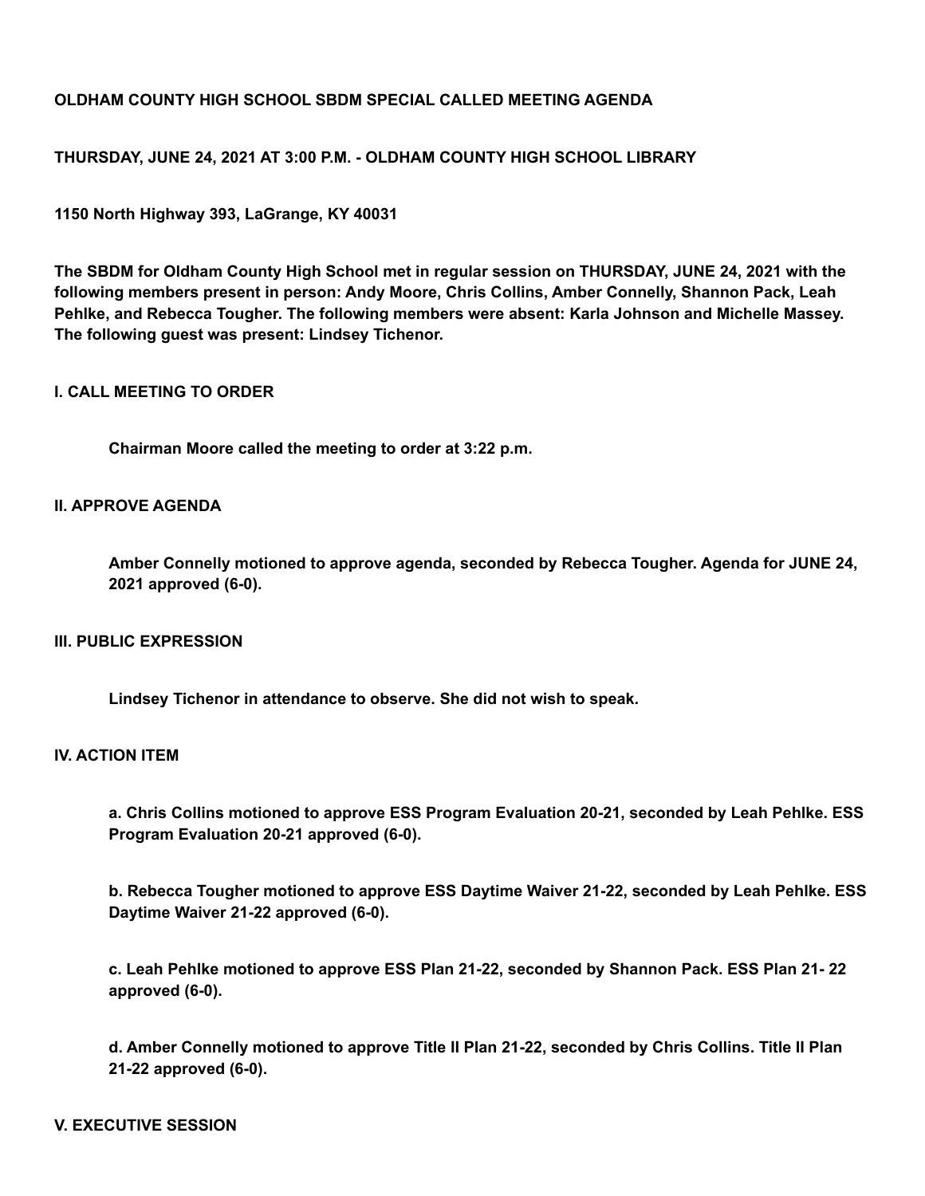**OLDHAM COUNTY HIGH SCHOOL SBDM SPECIAL CALLED MEETING AGENDA**

**THURSDAY, JUNE 24, 2021 AT 3:00 P.M. - OLDHAM COUNTY HIGH SCHOOL LIBRARY**

**1150 North Highway 393, LaGrange, KY 40031**

**The SBDM for Oldham County High School met in regular session on THURSDAY, JUNE 24, 2021 with the following members present in person: Andy Moore, Chris Collins, Amber Connelly, Shannon Pack, Leah Pehlke, and Rebecca Tougher. The following members were absent: Karla Johnson and Michelle Massey. The following guest was present: Lindsey Tichenor.**

**I. CALL MEETING TO ORDER**

**Chairman Moore called the meeting to order at 3:22 p.m.**

**II. APPROVE AGENDA**

**Amber Connelly motioned to approve agenda, seconded by Rebecca Tougher. Agenda for JUNE 24, 2021 approved (6-0).**

**III. PUBLIC EXPRESSION**

**Lindsey Tichenor in attendance to observe. She did not wish to speak.**

**IV. ACTION ITEM**

**a. Chris Collins motioned to approve ESS Program Evaluation 20-21, seconded by Leah Pehlke. ESS Program Evaluation 20-21 approved (6-0).**

**b. Rebecca Tougher motioned to approve ESS Daytime Waiver 21-22, seconded by Leah Pehlke. ESS Daytime Waiver 21-22 approved (6-0).**

**c. Leah Pehlke motioned to approve ESS Plan 21-22, seconded by Shannon Pack. ESS Plan 21- 22 approved (6-0).**

**d. Amber Connelly motioned to approve Title II Plan 21-22, seconded by Chris Collins. Title II Plan 21-22 approved (6-0).**

**V. EXECUTIVE SESSION**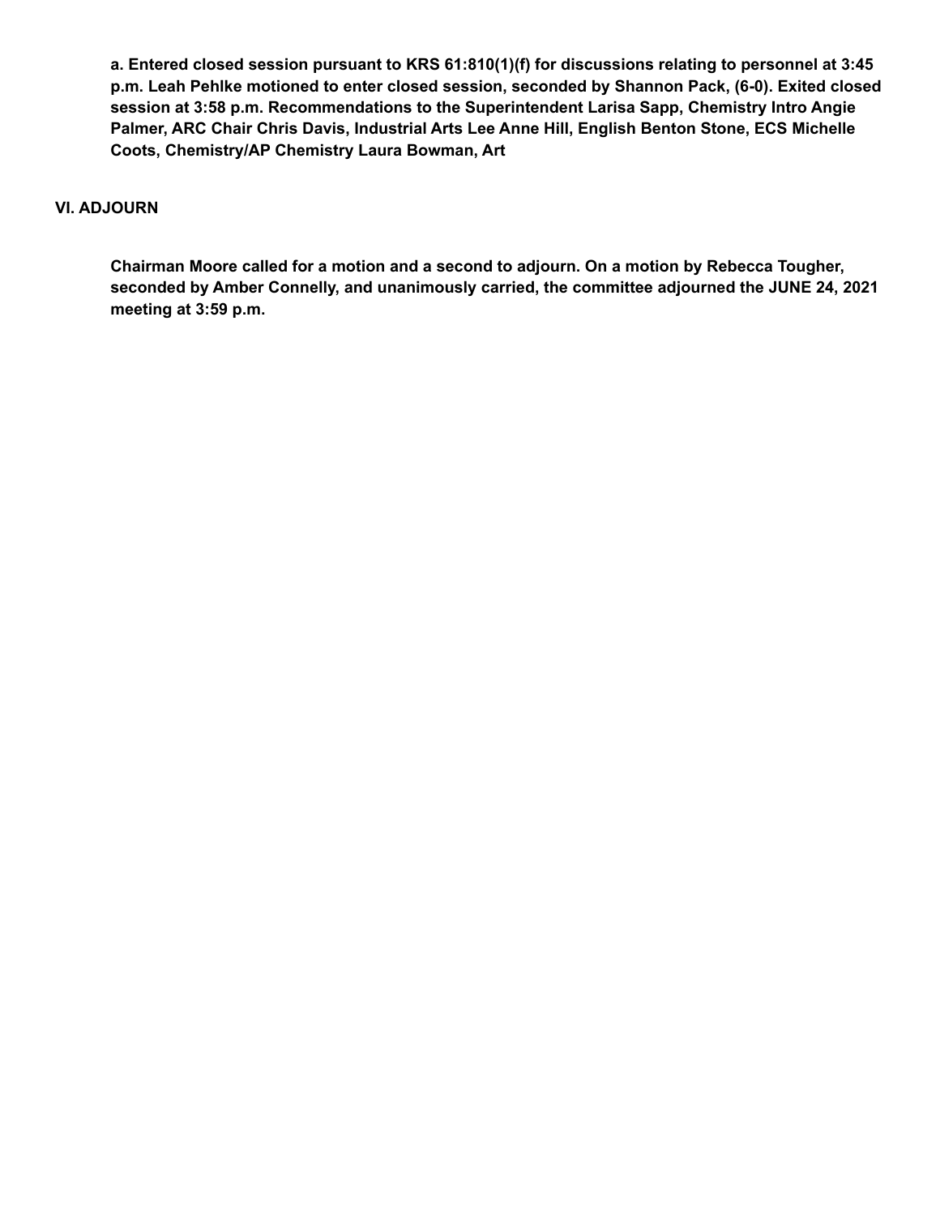**a. Entered closed session pursuant to KRS 61:810(1)(f) for discussions relating to personnel at 3:45 p.m. Leah Pehlke motioned to enter closed session, seconded by Shannon Pack, (6-0). Exited closed session at 3:58 p.m. Recommendations to the Superintendent Larisa Sapp, Chemistry Intro Angie Palmer, ARC Chair Chris Davis, Industrial Arts Lee Anne Hill, English Benton Stone, ECS Michelle Coots, Chemistry/AP Chemistry Laura Bowman, Art**

## VI. ADJOURN

**Chairman Moore called for a motion and a second to adjourn. On a motion by Rebecca Tougher, seconded by Amber Connelly, and unanimously carried, the committee adjourned the JUNE 24, 2021 meeting at 3:59 p.m.**